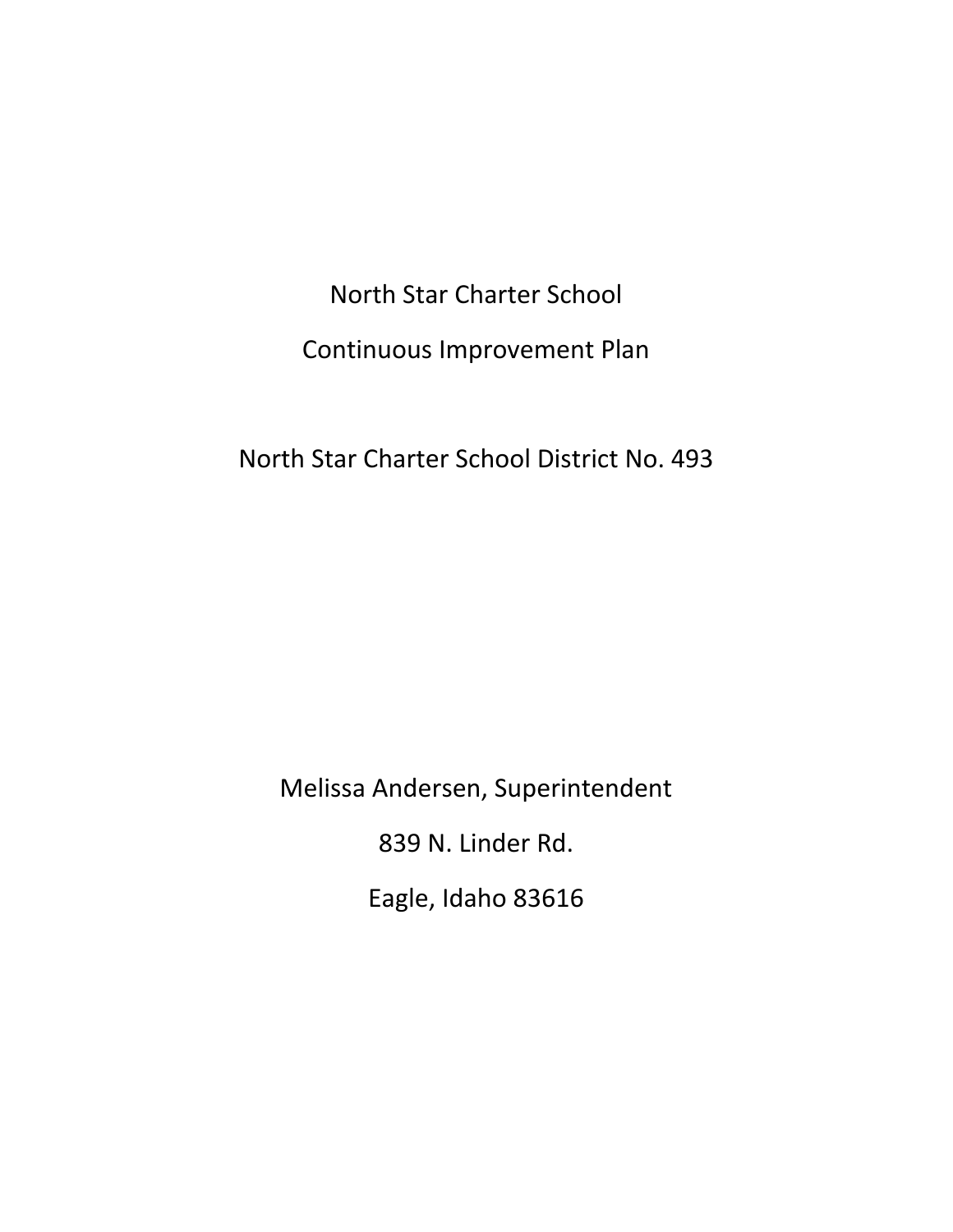# North Star Charter School

## Continuous Improvement Plan

North Star Charter School District No. 493

Melissa Andersen, Superintendent

839 N. Linder Rd.

Eagle, Idaho 83616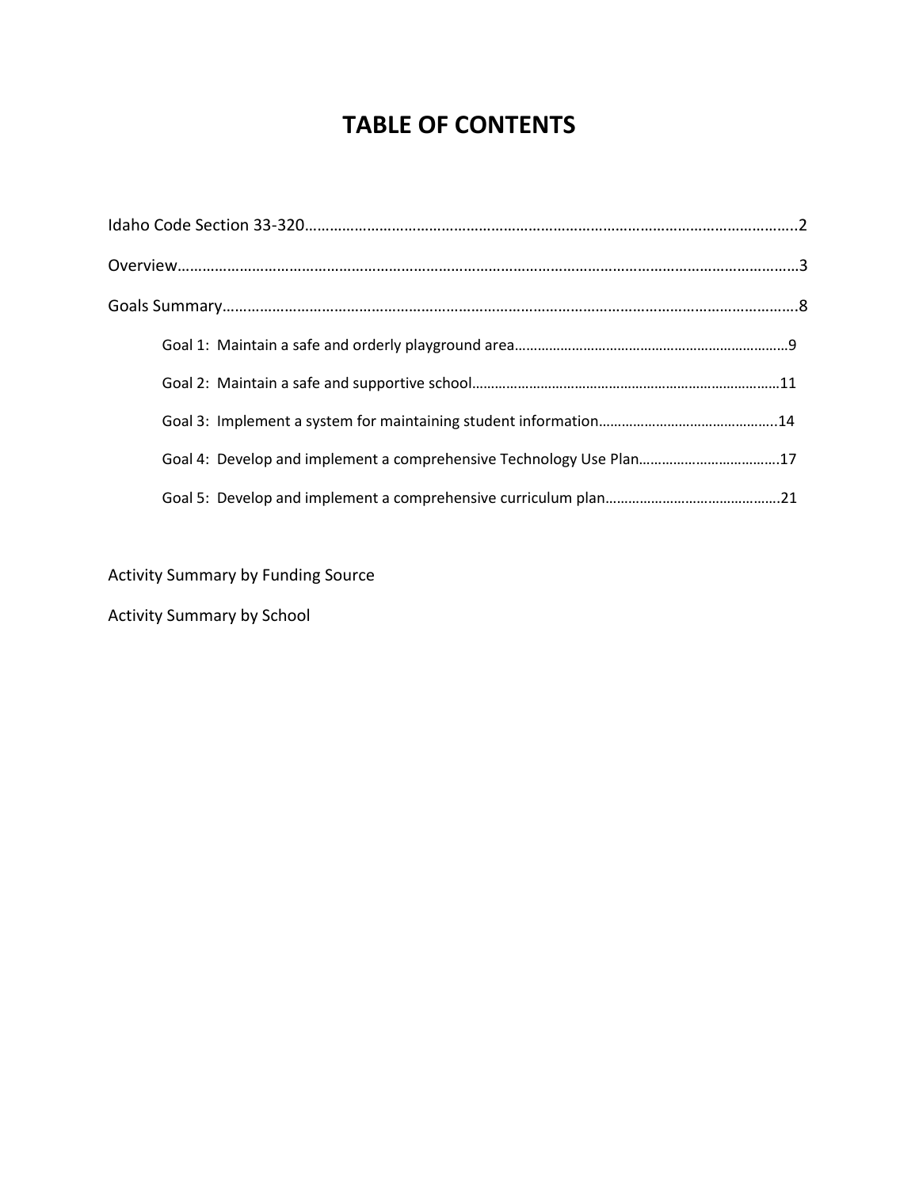# TABLE OF CONTENTS

Idaho Code Section 33-320……………………………………………………………………………………………………..2

Overview……………………………………………………………………………………………………………………………3

Goals Summary…………………………………………………………………………………………………………………..8

- Goal 1: Maintain a safe and orderly playground area………………………………………………………………9
- Goal 2: Maintain a safe and supportive school………………………………………………………………………11
- Goal 3: Implement a system for maintaining student information………………………………………..14
- Goal 4: Develop and implement a comprehensive Technology Use Plan……………………………….17
- Goal 5: Develop and implement a comprehensive curriculum plan……………………………………….21

Activity Summary by Funding Source

Activity Summary by School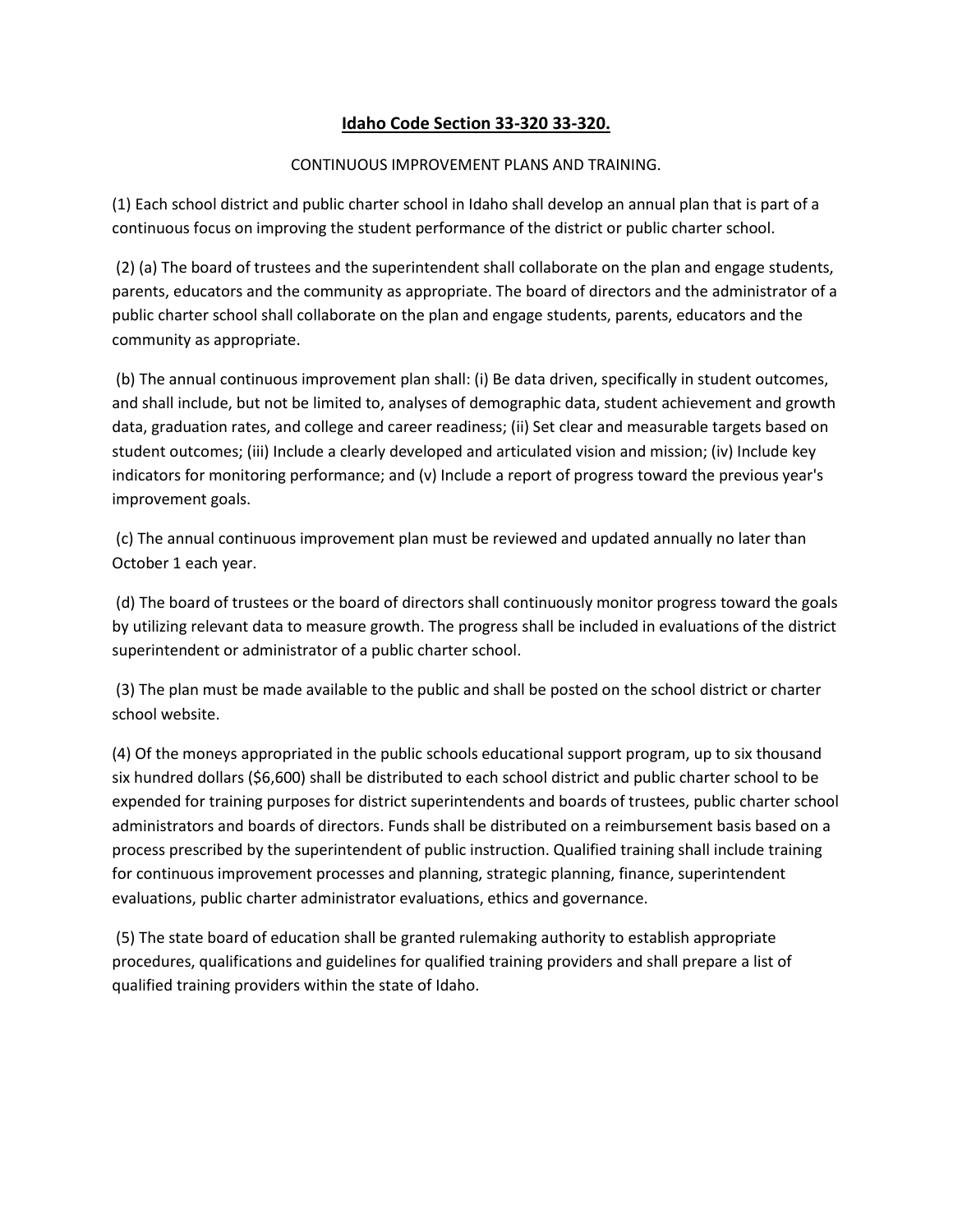# **Idaho Code Section 33-320 33-320.**

CONTINUOUS IMPROVEMENT PLANS AND TRAINING.

(1) Each school district and public charter school in Idaho shall develop an annual plan that is part of a continuous focus on improving the student performance of the district or public charter school.

(2) (a) The board of trustees and the superintendent shall collaborate on the plan and engage students, parents, educators and the community as appropriate. The board of directors and the administrator of a public charter school shall collaborate on the plan and engage students, parents, educators and the community as appropriate.

(b) The annual continuous improvement plan shall: (i) Be data driven, specifically in student outcomes, and shall include, but not be limited to, analyses of demographic data, student achievement and growth data, graduation rates, and college and career readiness; (ii) Set clear and measurable targets based on student outcomes; (iii) Include a clearly developed and articulated vision and mission; (iv) Include key indicators for monitoring performance; and (v) Include a report of progress toward the previous year's improvement goals.

(c) The annual continuous improvement plan must be reviewed and updated annually no later than October 1 each year.

(d) The board of trustees or the board of directors shall continuously monitor progress toward the goals by utilizing relevant data to measure growth. The progress shall be included in evaluations of the district superintendent or administrator of a public charter school.

(3) The plan must be made available to the public and shall be posted on the school district or charter school website.

(4) Of the moneys appropriated in the public schools educational support program, up to six thousand six hundred dollars ($6,600) shall be distributed to each school district and public charter school to be expended for training purposes for district superintendents and boards of trustees, public charter school administrators and boards of directors. Funds shall be distributed on a reimbursement basis based on a process prescribed by the superintendent of public instruction. Qualified training shall include training for continuous improvement processes and planning, strategic planning, finance, superintendent evaluations, public charter administrator evaluations, ethics and governance.

(5) The state board of education shall be granted rulemaking authority to establish appropriate procedures, qualifications and guidelines for qualified training providers and shall prepare a list of qualified training providers within the state of Idaho.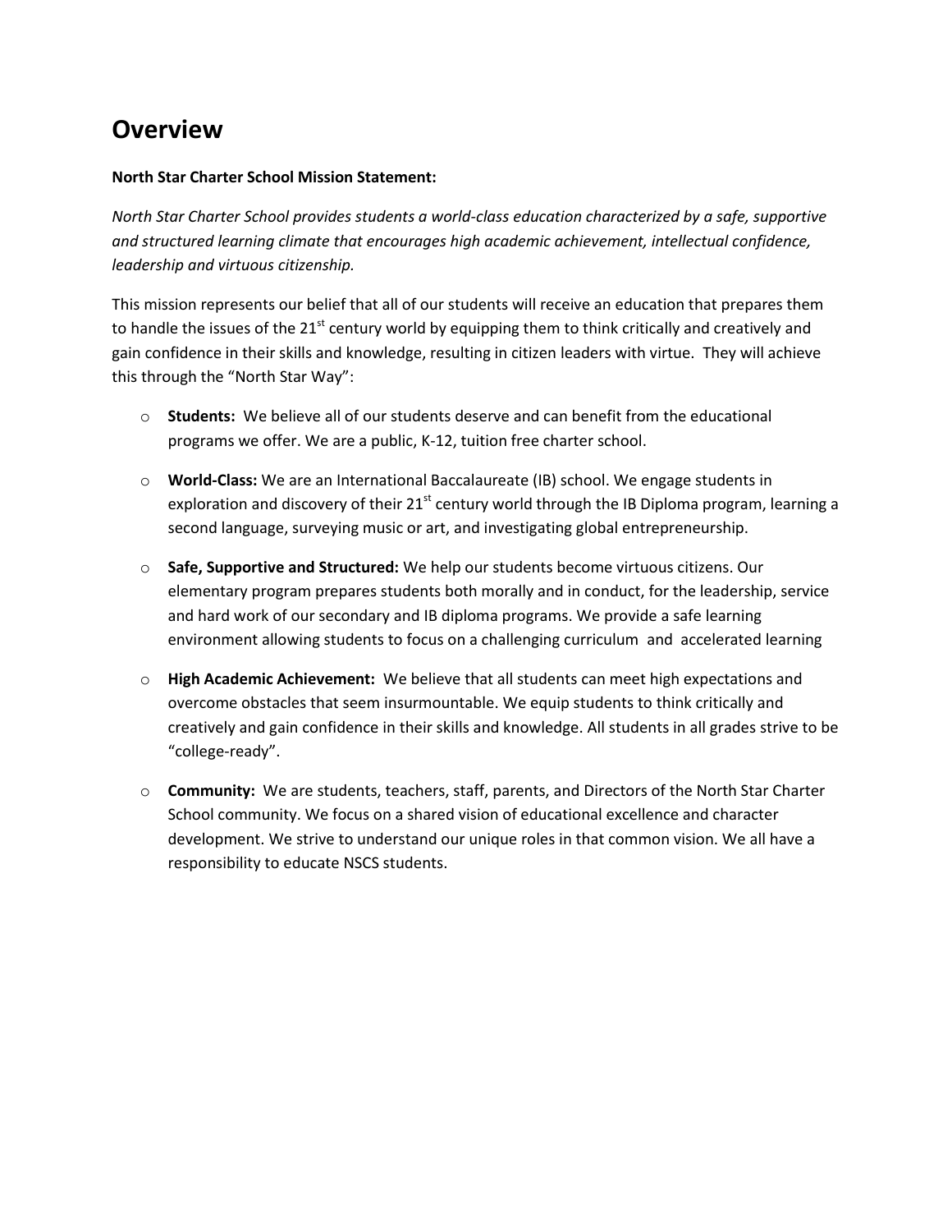# Overview

**North Star Charter School Mission Statement:**

*North Star Charter School provides students a world-class education characterized by a safe, supportive and structured learning climate that encourages high academic achievement, intellectual confidence, leadership and virtuous citizenship.*

This mission represents our belief that all of our students will receive an education that prepares them to handle the issues of the 21st century world by equipping them to think critically and creatively and gain confidence in their skills and knowledge, resulting in citizen leaders with virtue. They will achieve this through the "North Star Way":

- **Students:** We believe all of our students deserve and can benefit from the educational programs we offer. We are a public, K-12, tuition free charter school.
- **World-Class:** We are an International Baccalaureate (IB) school. We engage students in exploration and discovery of their 21st century world through the IB Diploma program, learning a second language, surveying music or art, and investigating global entrepreneurship.
- **Safe, Supportive and Structured:** We help our students become virtuous citizens. Our elementary program prepares students both morally and in conduct, for the leadership, service and hard work of our secondary and IB diploma programs. We provide a safe learning environment allowing students to focus on a challenging curriculum and accelerated learning
- **High Academic Achievement:** We believe that all students can meet high expectations and overcome obstacles that seem insurmountable. We equip students to think critically and creatively and gain confidence in their skills and knowledge. All students in all grades strive to be "college-ready".
- **Community:** We are students, teachers, staff, parents, and Directors of the North Star Charter School community. We focus on a shared vision of educational excellence and character development. We strive to understand our unique roles in that common vision. We all have a responsibility to educate NSCS students.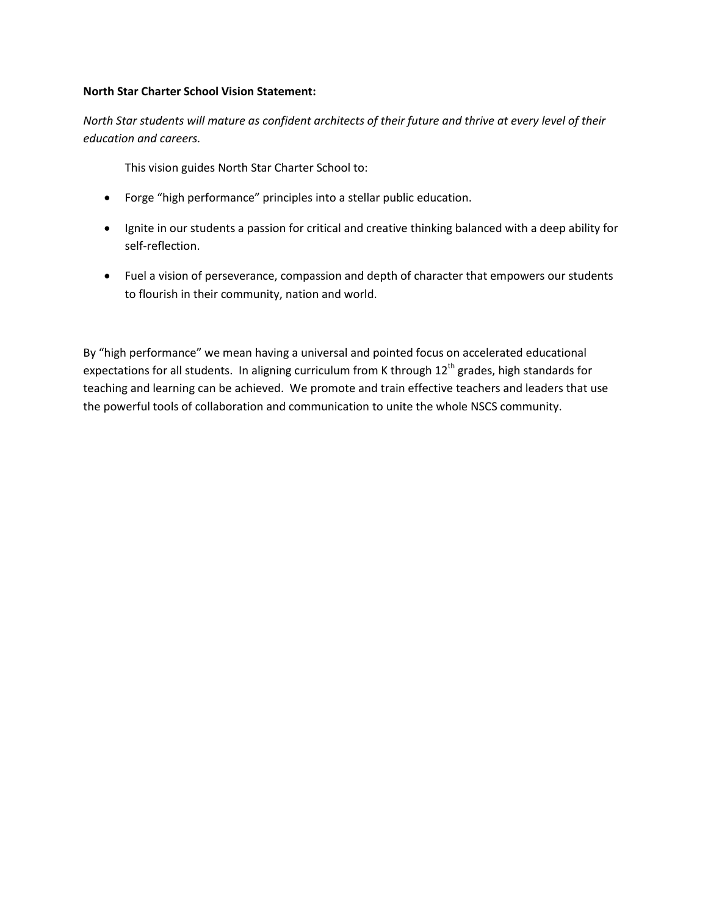**North Star Charter School Vision Statement:**

*North Star students will mature as confident architects of their future and thrive at every level of their education and careers.*

This vision guides North Star Charter School to:

- Forge "high performance" principles into a stellar public education.
- Ignite in our students a passion for critical and creative thinking balanced with a deep ability for self-reflection.
- Fuel a vision of perseverance, compassion and depth of character that empowers our students to flourish in their community, nation and world.

By "high performance" we mean having a universal and pointed focus on accelerated educational expectations for all students. In aligning curriculum from K through 12th grades, high standards for teaching and learning can be achieved. We promote and train effective teachers and leaders that use the powerful tools of collaboration and communication to unite the whole NSCS community.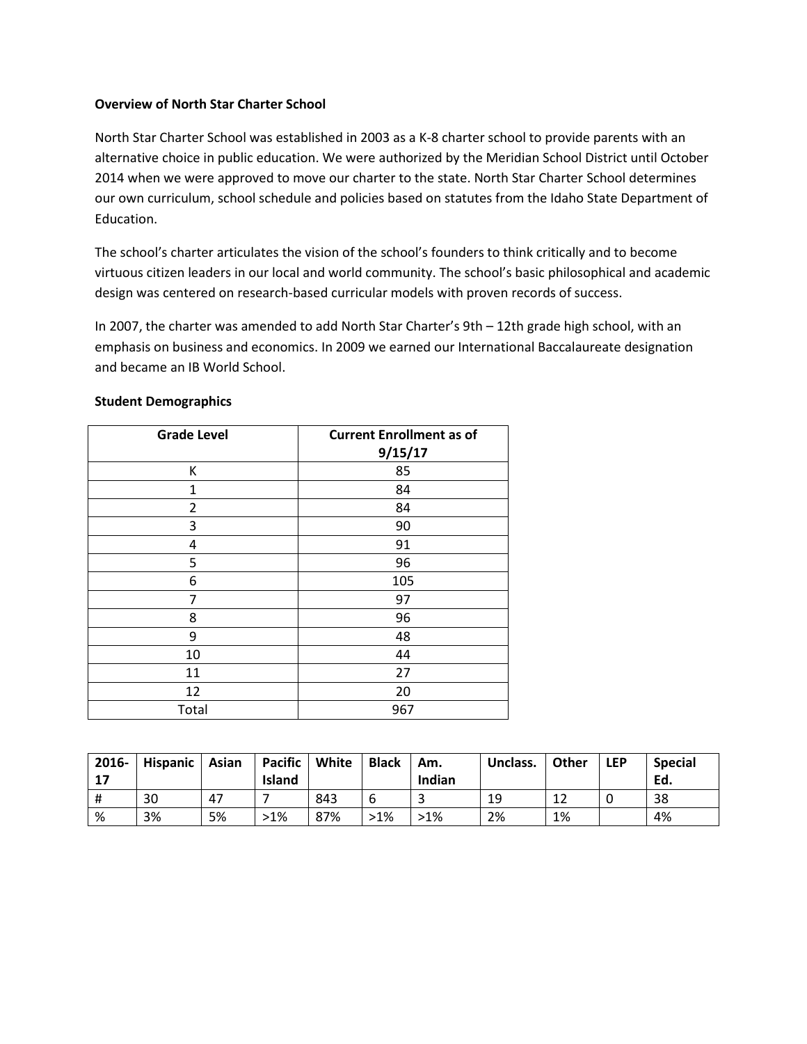**Overview of North Star Charter School**

North Star Charter School was established in 2003 as a K-8 charter school to provide parents with an alternative choice in public education. We were authorized by the Meridian School District until October 2014 when we were approved to move our charter to the state. North Star Charter School determines our own curriculum, school schedule and policies based on statutes from the Idaho State Department of Education.

The school's charter articulates the vision of the school's founders to think critically and to become virtuous citizen leaders in our local and world community. The school's basic philosophical and academic design was centered on research-based curricular models with proven records of success.

In 2007, the charter was amended to add North Star Charter's 9th – 12th grade high school, with an emphasis on business and economics. In 2009 we earned our International Baccalaureate designation and became an IB World School.

**Student Demographics**

| Grade Level | Current Enrollment as of 9/15/17 |
|---|---|
| K | 85 |
| 1 | 84 |
| 2 | 84 |
| 3 | 90 |
| 4 | 91 |
| 5 | 96 |
| 6 | 105 |
| 7 | 97 |
| 8 | 96 |
| 9 | 48 |
| 10 | 44 |
| 11 | 27 |
| 12 | 20 |
| Total | 967 |

| 2016-17 | Hispanic | Asian | Pacific Island | White | Black | Am. Indian | Unclass. | Other | LEP | Special Ed. |
|---|---|---|---|---|---|---|---|---|---|---|
| # | 30 | 47 | 7 | 843 | 6 | 3 | 19 | 12 | 0 | 38 |
| % | 3% | 5% | >1% | 87% | >1% | >1% | 2% | 1% | | 4% |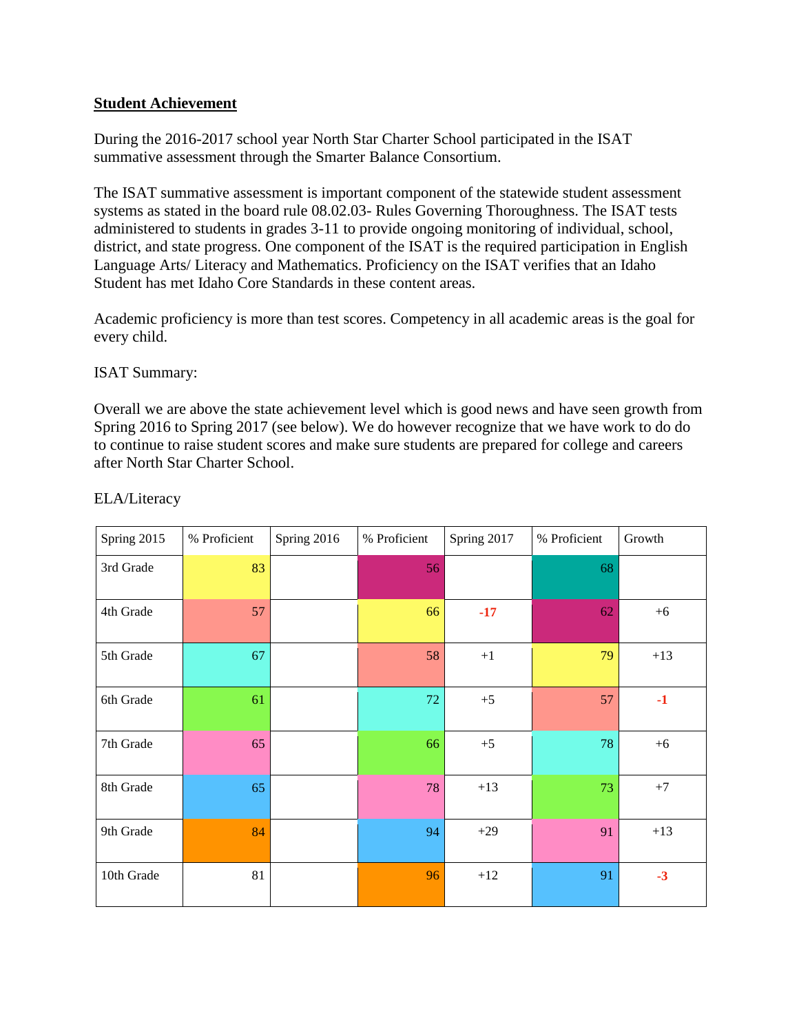**Student Achievement**

During the 2016-2017 school year North Star Charter School participated in the ISAT summative assessment through the Smarter Balance Consortium.

The ISAT summative assessment is important component of the statewide student assessment systems as stated in the board rule 08.02.03- Rules Governing Thoroughness. The ISAT tests administered to students in grades 3-11 to provide ongoing monitoring of individual, school, district, and state progress. One component of the ISAT is the required participation in English Language Arts/ Literacy and Mathematics. Proficiency on the ISAT verifies that an Idaho Student has met Idaho Core Standards in these content areas.

Academic proficiency is more than test scores. Competency in all academic areas is the goal for every child.

ISAT Summary:

Overall we are above the state achievement level which is good news and have seen growth from Spring 2016 to Spring 2017 (see below). We do however recognize that we have work to do do to continue to raise student scores and make sure students are prepared for college and careers after North Star Charter School.

ELA/Literacy

| Spring 2015 | % Proficient | Spring 2016 | % Proficient | Spring 2017 | % Proficient | Growth |
|---|---|---|---|---|---|---|
| 3rd Grade | 83 | | 56 | | 68 | |
| 4th Grade | 57 | | 66 | **-17** | 62 | +6 |
| 5th Grade | 67 | | 58 | +1 | 79 | +13 |
| 6th Grade | 61 | | 72 | +5 | 57 | **-1** |
| 7th Grade | 65 | | 66 | +5 | 78 | +6 |
| 8th Grade | 65 | | 78 | +13 | 73 | +7 |
| 9th Grade | 84 | | 94 | +29 | 91 | +13 |
| 10th Grade | 81 | | 96 | +12 | 91 | **-3** |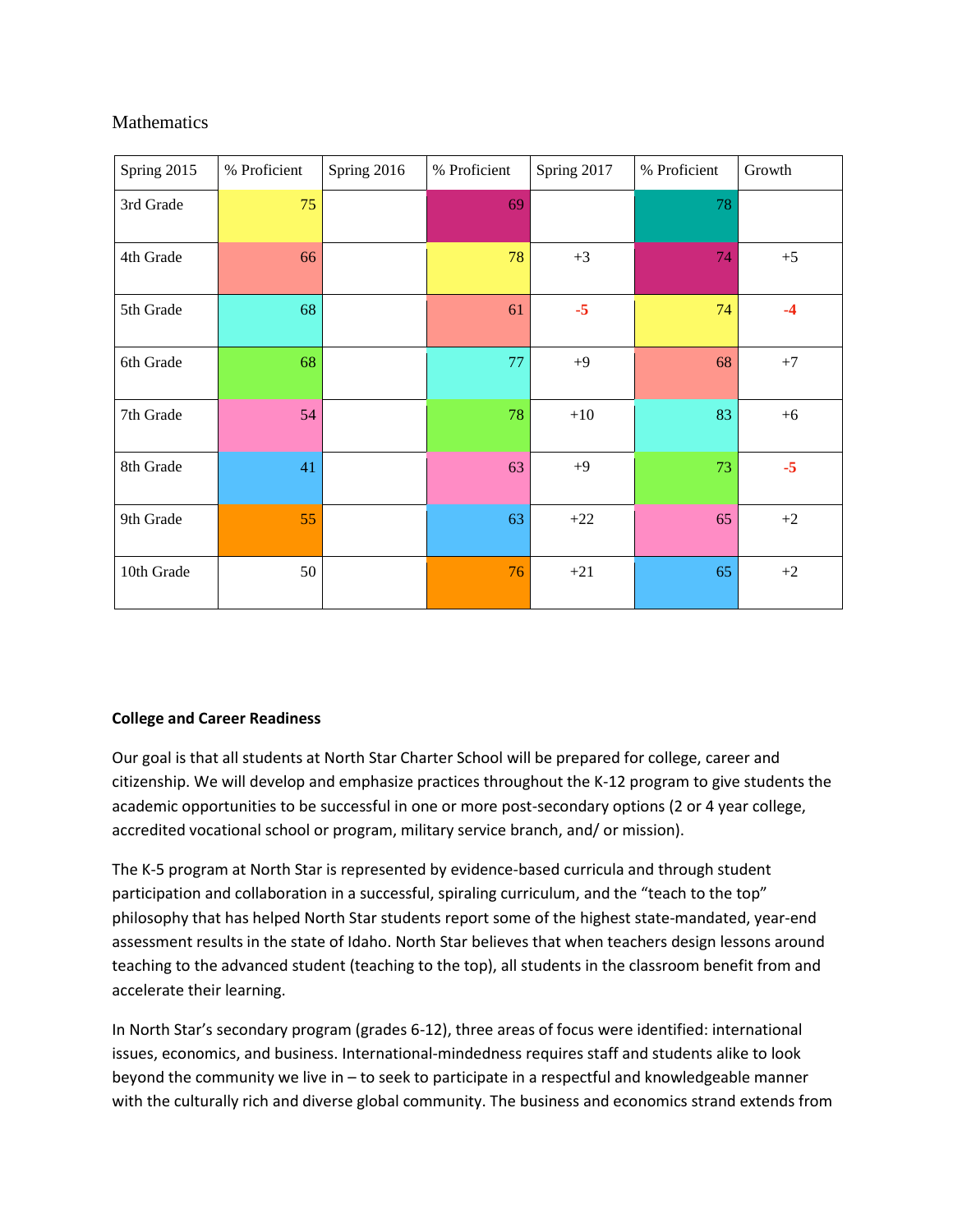Mathematics

| Spring 2015 | % Proficient | Spring 2016 | % Proficient | Spring 2017 | % Proficient | Growth |
|---|---|---|---|---|---|---|
| 3rd Grade | 75 | | 69 | | 78 | |
| 4th Grade | 66 | | 78 | +3 | 74 | +5 |
| 5th Grade | 68 | | 61 | -5 | 74 | -4 |
| 6th Grade | 68 | | 77 | +9 | 68 | +7 |
| 7th Grade | 54 | | 78 | +10 | 83 | +6 |
| 8th Grade | 41 | | 63 | +9 | 73 | -5 |
| 9th Grade | 55 | | 63 | +22 | 65 | +2 |
| 10th Grade | 50 | | 76 | +21 | 65 | +2 |

**College and Career Readiness**

Our goal is that all students at North Star Charter School will be prepared for college, career and citizenship. We will develop and emphasize practices throughout the K-12 program to give students the academic opportunities to be successful in one or more post-secondary options (2 or 4 year college, accredited vocational school or program, military service branch, and/ or mission).

The K-5 program at North Star is represented by evidence-based curricula and through student participation and collaboration in a successful, spiraling curriculum, and the "teach to the top" philosophy that has helped North Star students report some of the highest state-mandated, year-end assessment results in the state of Idaho. North Star believes that when teachers design lessons around teaching to the advanced student (teaching to the top), all students in the classroom benefit from and accelerate their learning.

In North Star's secondary program (grades 6-12), three areas of focus were identified: international issues, economics, and business. International-mindedness requires staff and students alike to look beyond the community we live in – to seek to participate in a respectful and knowledgeable manner with the culturally rich and diverse global community. The business and economics strand extends from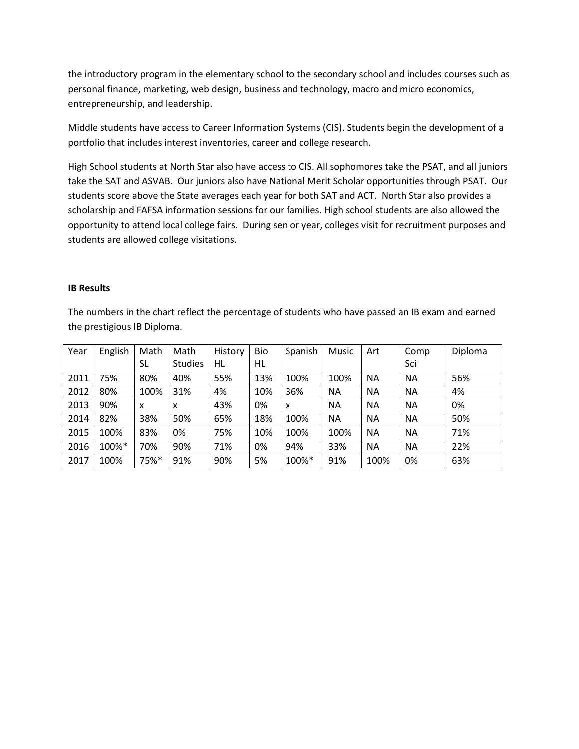the introductory program in the elementary school to the secondary school and includes courses such as personal finance, marketing, web design, business and technology, macro and micro economics, entrepreneurship, and leadership.

Middle students have access to Career Information Systems (CIS). Students begin the development of a portfolio that includes interest inventories, career and college research.

High School students at North Star also have access to CIS. All sophomores take the PSAT, and all juniors take the SAT and ASVAB. Our juniors also have National Merit Scholar opportunities through PSAT. Our students score above the State averages each year for both SAT and ACT. North Star also provides a scholarship and FAFSA information sessions for our families. High school students are also allowed the opportunity to attend local college fairs. During senior year, colleges visit for recruitment purposes and students are allowed college visitations.

**IB Results**

The numbers in the chart reflect the percentage of students who have passed an IB exam and earned the prestigious IB Diploma.

| Year | English | Math SL | Math Studies | History HL | Bio HL | Spanish | Music | Art | Comp Sci | Diploma |
|---|---|---|---|---|---|---|---|---|---|---|
| 2011 | 75% | 80% | 40% | 55% | 13% | 100% | 100% | NA | NA | 56% |
| 2012 | 80% | 100% | 31% | 4% | 10% | 36% | NA | NA | NA | 4% |
| 2013 | 90% | x | x | 43% | 0% | x | NA | NA | NA | 0% |
| 2014 | 82% | 38% | 50% | 65% | 18% | 100% | NA | NA | NA | 50% |
| 2015 | 100% | 83% | 0% | 75% | 10% | 100% | 100% | NA | NA | 71% |
| 2016 | 100%* | 70% | 90% | 71% | 0% | 94% | 33% | NA | NA | 22% |
| 2017 | 100% | 75%* | 91% | 90% | 5% | 100%* | 91% | 100% | 0% | 63% |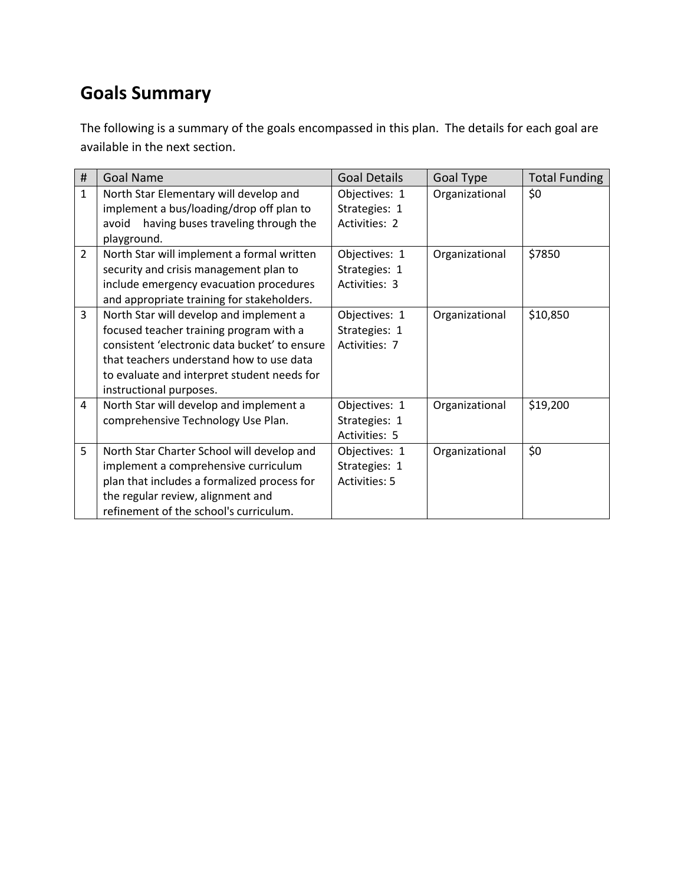## Goals Summary

The following is a summary of the goals encompassed in this plan. The details for each goal are available in the next section.

| # | Goal Name | Goal Details | Goal Type | Total Funding |
|---|---|---|---|---|
| 1 | North Star Elementary will develop and implement a bus/loading/drop off plan to avoid having buses traveling through the playground. | Objectives: 1<br>Strategies: 1<br>Activities: 2 | Organizational | $0 |
| 2 | North Star will implement a formal written security and crisis management plan to include emergency evacuation procedures and appropriate training for stakeholders. | Objectives: 1<br>Strategies: 1<br>Activities: 3 | Organizational | $7850 |
| 3 | North Star will develop and implement a focused teacher training program with a consistent 'electronic data bucket' to ensure that teachers understand how to use data to evaluate and interpret student needs for instructional purposes. | Objectives: 1<br>Strategies: 1<br>Activities: 7 | Organizational | $10,850 |
| 4 | North Star will develop and implement a comprehensive Technology Use Plan. | Objectives: 1<br>Strategies: 1<br>Activities: 5 | Organizational | $19,200 |
| 5 | North Star Charter School will develop and implement a comprehensive curriculum plan that includes a formalized process for the regular review, alignment and refinement of the school's curriculum. | Objectives: 1<br>Strategies: 1<br>Activities: 5 | Organizational | $0 |